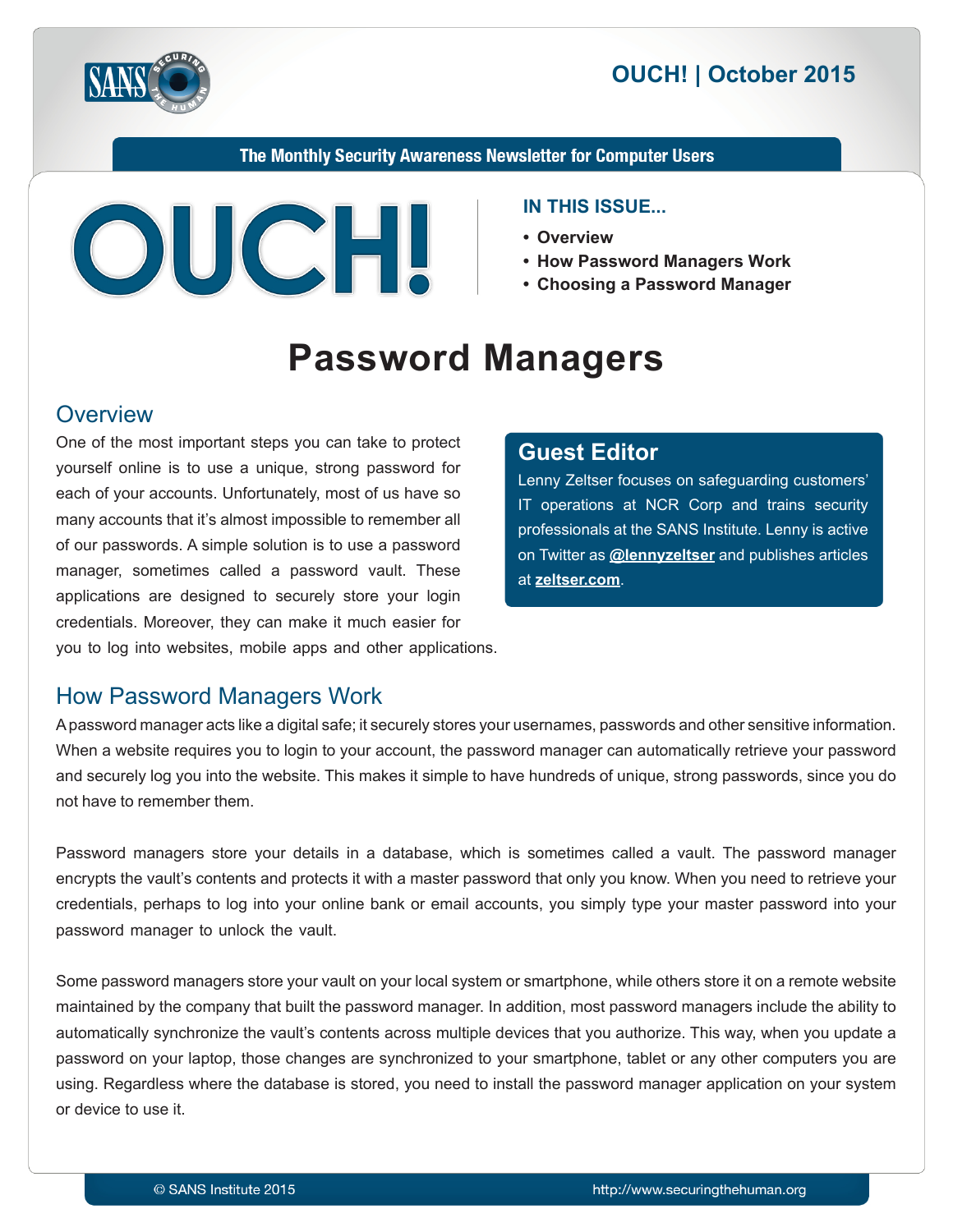# OUCH! | October 2015

**The Monthly Security Awareness Newsletter for Computer Users**

**IN THIS ISSUE...**

- **Overview**
- **How Password Managers Work**
- **Choosing a Password Manager**

# Password Managers

## Overview

One of the most important steps you can take to protect yourself online is to use a unique, strong password for each of your accounts. Unfortunately, most of us have so many accounts that it's almost impossible to remember all of our passwords. A simple solution is to use a password manager, sometimes called a password vault. These applications are designed to securely store your login credentials. Moreover, they can make it much easier for you to log into websites, mobile apps and other applications.

### Guest Editor

Lenny Zeltser focuses on safeguarding customers' IT operations at NCR Corp and trains security professionals at the SANS Institute. Lenny is active on Twitter as **@lennyzeltser** and publishes articles at **zeltser.com**.

## How Password Managers Work

A password manager acts like a digital safe; it securely stores your usernames, passwords and other sensitive information. When a website requires you to login to your account, the password manager can automatically retrieve your password and securely log you into the website. This makes it simple to have hundreds of unique, strong passwords, since you do not have to remember them.

Password managers store your details in a database, which is sometimes called a vault. The password manager encrypts the vault's contents and protects it with a master password that only you know. When you need to retrieve your credentials, perhaps to log into your online bank or email accounts, you simply type your master password into your password manager to unlock the vault.

Some password managers store your vault on your local system or smartphone, while others store it on a remote website maintained by the company that built the password manager. In addition, most password managers include the ability to automatically synchronize the vault's contents across multiple devices that you authorize. This way, when you update a password on your laptop, those changes are synchronized to your smartphone, tablet or any other computers you are using. Regardless where the database is stored, you need to install the password manager application on your system or device to use it.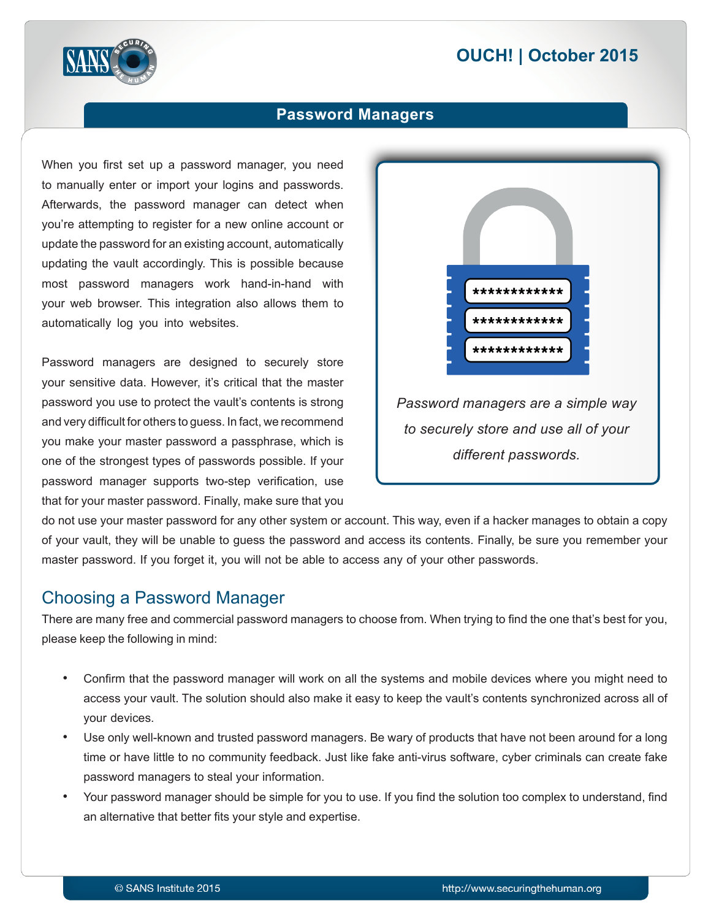When you first set up a password manager, you need to manually enter or import your logins and passwords. Afterwards, the password manager can detect when you're attempting to register for a new online account or update the password for an existing account, automatically updating the vault accordingly. This is possible because most password managers work hand-in-hand with your web browser. This integration also allows them to automatically log you into websites.

*Password managers are a simple way to securely store and use all of your different passwords.*

Password managers are designed to securely store your sensitive data. However, it's critical that the master password you use to protect the vault's contents is strong and very difficult for others to guess. In fact, we recommend you make your master password a passphrase, which is one of the strongest types of passwords possible. If your password manager supports two-step verification, use that for your master password. Finally, make sure that you do not use your master password for any other system or account. This way, even if a hacker manages to obtain a copy of your vault, they will be unable to guess the password and access its contents. Finally, be sure you remember your master password. If you forget it, you will not be able to access any of your other passwords.

## Choosing a Password Manager

There are many free and commercial password managers to choose from. When trying to find the one that's best for you, please keep the following in mind:

- Confirm that the password manager will work on all the systems and mobile devices where you might need to access your vault. The solution should also make it easy to keep the vault's contents synchronized across all of your devices.
- Use only well-known and trusted password managers. Be wary of products that have not been around for a long time or have little to no community feedback. Just like fake anti-virus software, cyber criminals can create fake password managers to steal your information.
- Your password manager should be simple for you to use. If you find the solution too complex to understand, find an alternative that better fits your style and expertise.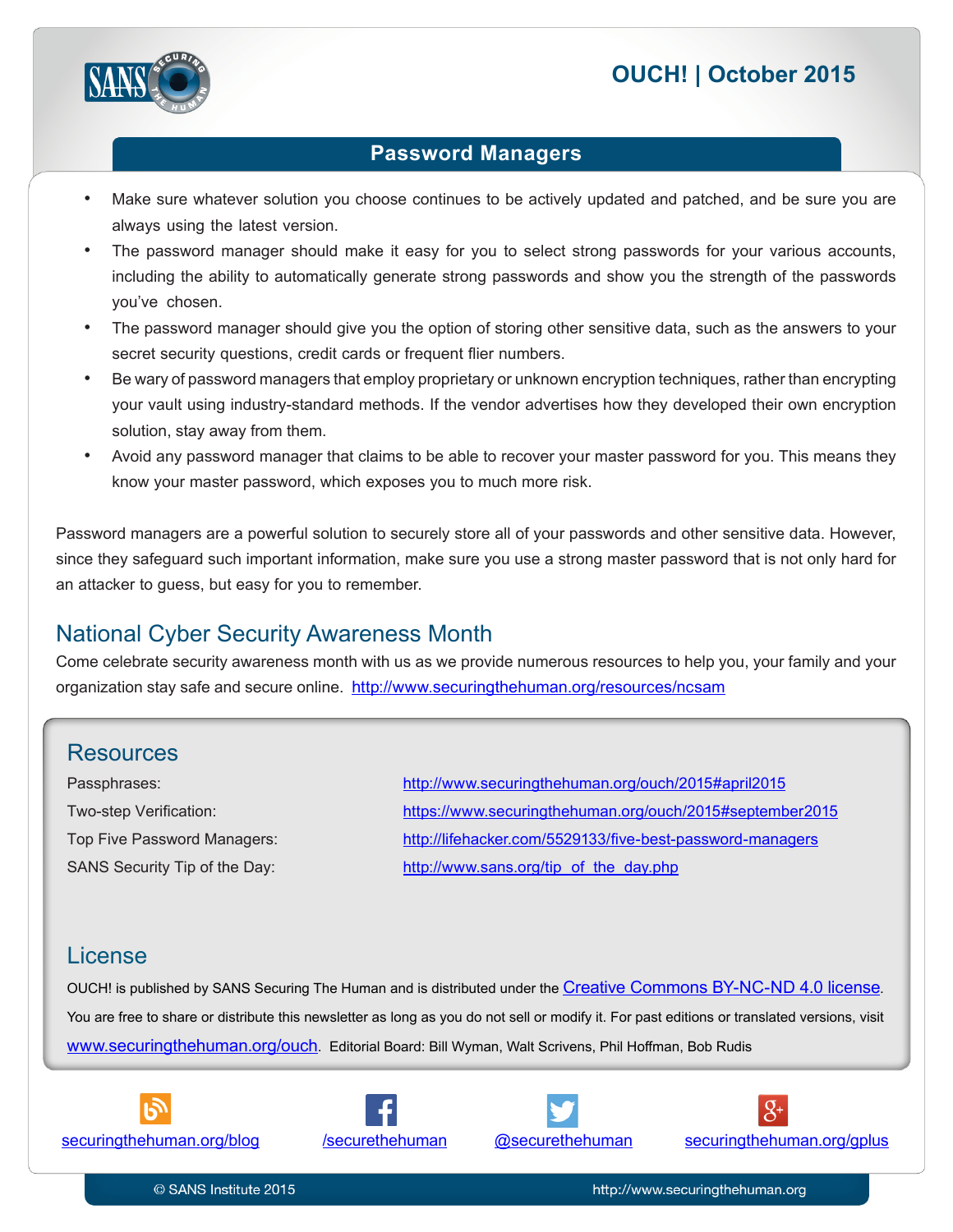- Make sure whatever solution you choose continues to be actively updated and patched, and be sure you are always using the latest version.
- The password manager should make it easy for you to select strong passwords for your various accounts, including the ability to automatically generate strong passwords and show you the strength of the passwords you've chosen.
- The password manager should give you the option of storing other sensitive data, such as the answers to your secret security questions, credit cards or frequent flier numbers.
- Be wary of password managers that employ proprietary or unknown encryption techniques, rather than encrypting your vault using industry-standard methods. If the vendor advertises how they developed their own encryption solution, stay away from them.
- Avoid any password manager that claims to be able to recover your master password for you. This means they know your master password, which exposes you to much more risk.

Password managers are a powerful solution to securely store all of your passwords and other sensitive data. However, since they safeguard such important information, make sure you use a strong master password that is not only hard for an attacker to guess, but easy for you to remember.

## National Cyber Security Awareness Month

Come celebrate security awareness month with us as we provide numerous resources to help you, your family and your organization stay safe and secure online. http://www.securingthehuman.org/resources/ncsam

## Resources

| | |
|---|---|
| Passphrases: | http://www.securingthehuman.org/ouch/2015#april2015 |
| Two-step Verification: | https://www.securingthehuman.org/ouch/2015#september2015 |
| Top Five Password Managers: | http://lifehacker.com/5529133/five-best-password-managers |
| SANS Security Tip of the Day: | http://www.sans.org/tip_of_the_day.php |

## License

OUCH! is published by SANS Securing The Human and is distributed under the Creative Commons BY-NC-ND 4.0 license. You are free to share or distribute this newsletter as long as you do not sell or modify it. For past editions or translated versions, visit www.securingthehuman.org/ouch. Editorial Board: Bill Wyman, Walt Scrivens, Phil Hoffman, Bob Rudis

securingthehuman.org/blog | /securethehuman | @securethehuman | securingthehuman.org/gplus